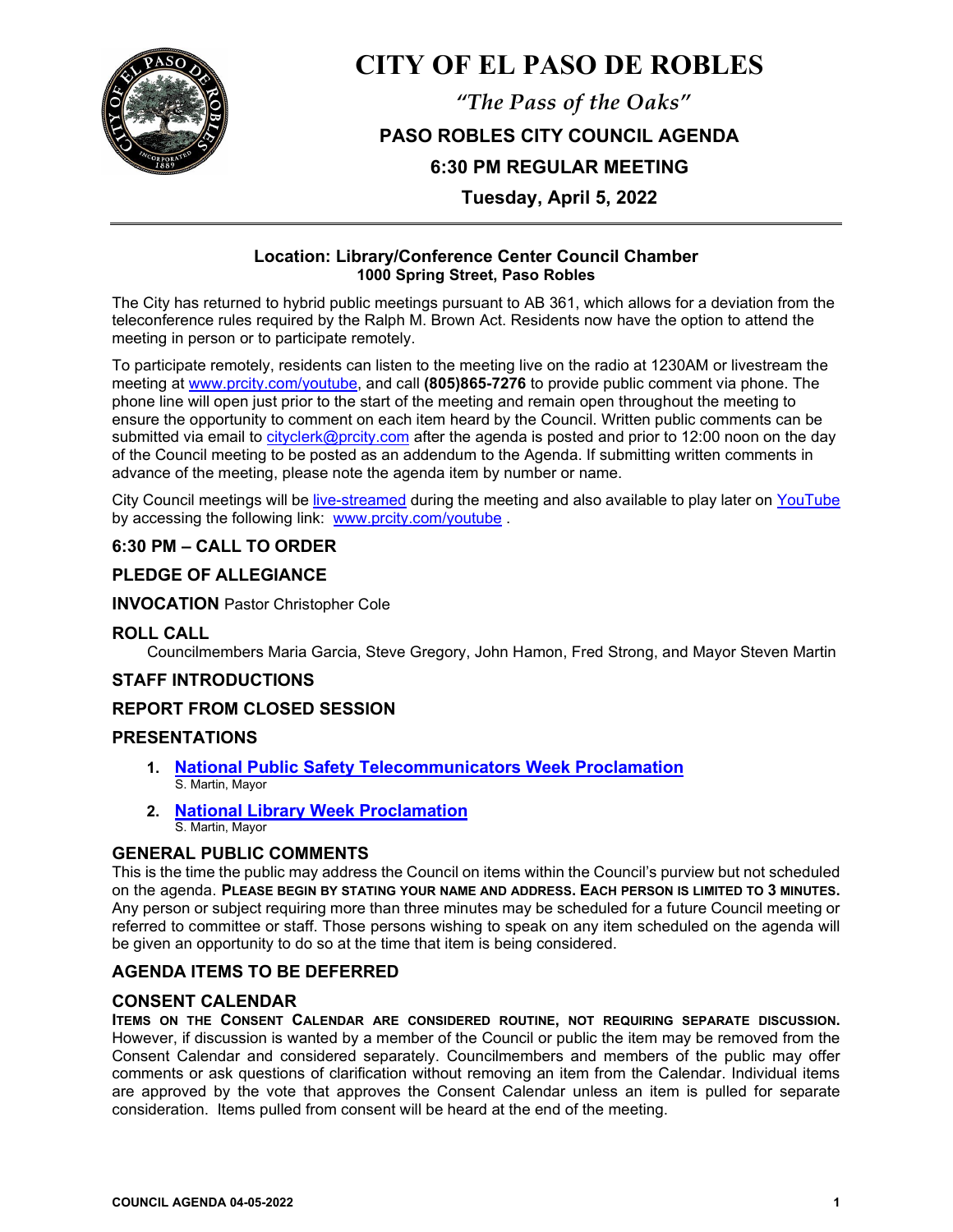# CITY OF EL PASO DE ROBLES

*"The Pass of the Oaks"*

**PASO ROBLES CITY COUNCIL AGENDA**

**6:30 PM REGULAR MEETING**

**Tuesday, April 5, 2022**

---

**Location: Library/Conference Center Council Chamber**
**1000 Spring Street, Paso Robles**

The City has returned to hybrid public meetings pursuant to AB 361, which allows for a deviation from the teleconference rules required by the Ralph M. Brown Act. Residents now have the option to attend the meeting in person or to participate remotely.

To participate remotely, residents can listen to the meeting live on the radio at 1230AM or livestream the meeting at www.prcity.com/youtube, and call **(805)865-7276** to provide public comment via phone. The phone line will open just prior to the start of the meeting and remain open throughout the meeting to ensure the opportunity to comment on each item heard by the Council. Written public comments can be submitted via email to cityclerk@prcity.com after the agenda is posted and prior to 12:00 noon on the day of the Council meeting to be posted as an addendum to the Agenda. If submitting written comments in advance of the meeting, please note the agenda item by number or name.

City Council meetings will be live-streamed during the meeting and also available to play later on YouTube by accessing the following link: www.prcity.com/youtube .

## 6:30 PM – CALL TO ORDER

## PLEDGE OF ALLEGIANCE

**INVOCATION** Pastor Christopher Cole

## ROLL CALL

Councilmembers Maria Garcia, Steve Gregory, John Hamon, Fred Strong, and Mayor Steven Martin

## STAFF INTRODUCTIONS

## REPORT FROM CLOSED SESSION

## PRESENTATIONS

1. **National Public Safety Telecommunicators Week Proclamation**
   S. Martin, Mayor

2. **National Library Week Proclamation**
   S. Martin, Mayor

## GENERAL PUBLIC COMMENTS

This is the time the public may address the Council on items within the Council's purview but not scheduled on the agenda. **PLEASE BEGIN BY STATING YOUR NAME AND ADDRESS. EACH PERSON IS LIMITED TO 3 MINUTES.** Any person or subject requiring more than three minutes may be scheduled for a future Council meeting or referred to committee or staff. Those persons wishing to speak on any item scheduled on the agenda will be given an opportunity to do so at the time that item is being considered.

## AGENDA ITEMS TO BE DEFERRED

## CONSENT CALENDAR

**ITEMS ON THE CONSENT CALENDAR ARE CONSIDERED ROUTINE, NOT REQUIRING SEPARATE DISCUSSION.** However, if discussion is wanted by a member of the Council or public the item may be removed from the Consent Calendar and considered separately. Councilmembers and members of the public may offer comments or ask questions of clarification without removing an item from the Calendar. Individual items are approved by the vote that approves the Consent Calendar unless an item is pulled for separate consideration. Items pulled from consent will be heard at the end of the meeting.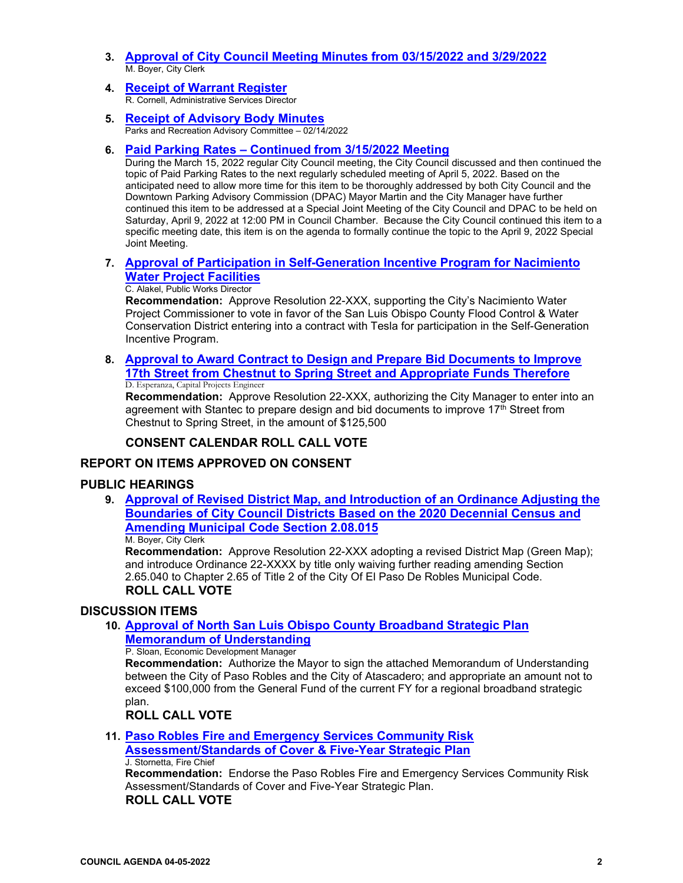3. **Approval of City Council Meeting Minutes from 03/15/2022 and 3/29/2022**
M. Boyer, City Clerk

4. **Receipt of Warrant Register**
R. Cornell, Administrative Services Director

5. **Receipt of Advisory Body Minutes**
Parks and Recreation Advisory Committee – 02/14/2022

6. **Paid Parking Rates – Continued from 3/15/2022 Meeting**
During the March 15, 2022 regular City Council meeting, the City Council discussed and then continued the topic of Paid Parking Rates to the next regularly scheduled meeting of April 5, 2022. Based on the anticipated need to allow more time for this item to be thoroughly addressed by both City Council and the Downtown Parking Advisory Commission (DPAC) Mayor Martin and the City Manager have further continued this item to be addressed at a Special Joint Meeting of the City Council and DPAC to be held on Saturday, April 9, 2022 at 12:00 PM in Council Chamber. Because the City Council continued this item to a specific meeting date, this item is on the agenda to formally continue the topic to the April 9, 2022 Special Joint Meeting.

7. **Approval of Participation in Self-Generation Incentive Program for Nacimiento Water Project Facilities**
C. Alakel, Public Works Director
**Recommendation:** Approve Resolution 22-XXX, supporting the City's Nacimiento Water Project Commissioner to vote in favor of the San Luis Obispo County Flood Control & Water Conservation District entering into a contract with Tesla for participation in the Self-Generation Incentive Program.

8. **Approval to Award Contract to Design and Prepare Bid Documents to Improve 17th Street from Chestnut to Spring Street and Appropriate Funds Therefore**
D. Esperanza, Capital Projects Engineer
**Recommendation:** Approve Resolution 22-XXX, authorizing the City Manager to enter into an agreement with Stantec to prepare design and bid documents to improve 17th Street from Chestnut to Spring Street, in the amount of $125,500

**CONSENT CALENDAR ROLL CALL VOTE**

## REPORT ON ITEMS APPROVED ON CONSENT

## PUBLIC HEARINGS

9. **Approval of Revised District Map, and Introduction of an Ordinance Adjusting the Boundaries of City Council Districts Based on the 2020 Decennial Census and Amending Municipal Code Section 2.08.015**
M. Boyer, City Clerk
**Recommendation:** Approve Resolution 22-XXX adopting a revised District Map (Green Map); and introduce Ordinance 22-XXXX by title only waiving further reading amending Section 2.65.040 to Chapter 2.65 of Title 2 of the City Of El Paso De Robles Municipal Code.
**ROLL CALL VOTE**

## DISCUSSION ITEMS

10. **Approval of North San Luis Obispo County Broadband Strategic Plan Memorandum of Understanding**
P. Sloan, Economic Development Manager
**Recommendation:** Authorize the Mayor to sign the attached Memorandum of Understanding between the City of Paso Robles and the City of Atascadero; and appropriate an amount not to exceed $100,000 from the General Fund of the current FY for a regional broadband strategic plan.
**ROLL CALL VOTE**

11. **Paso Robles Fire and Emergency Services Community Risk Assessment/Standards of Cover & Five-Year Strategic Plan**
J. Stornetta, Fire Chief
**Recommendation:** Endorse the Paso Robles Fire and Emergency Services Community Risk Assessment/Standards of Cover and Five-Year Strategic Plan.
**ROLL CALL VOTE**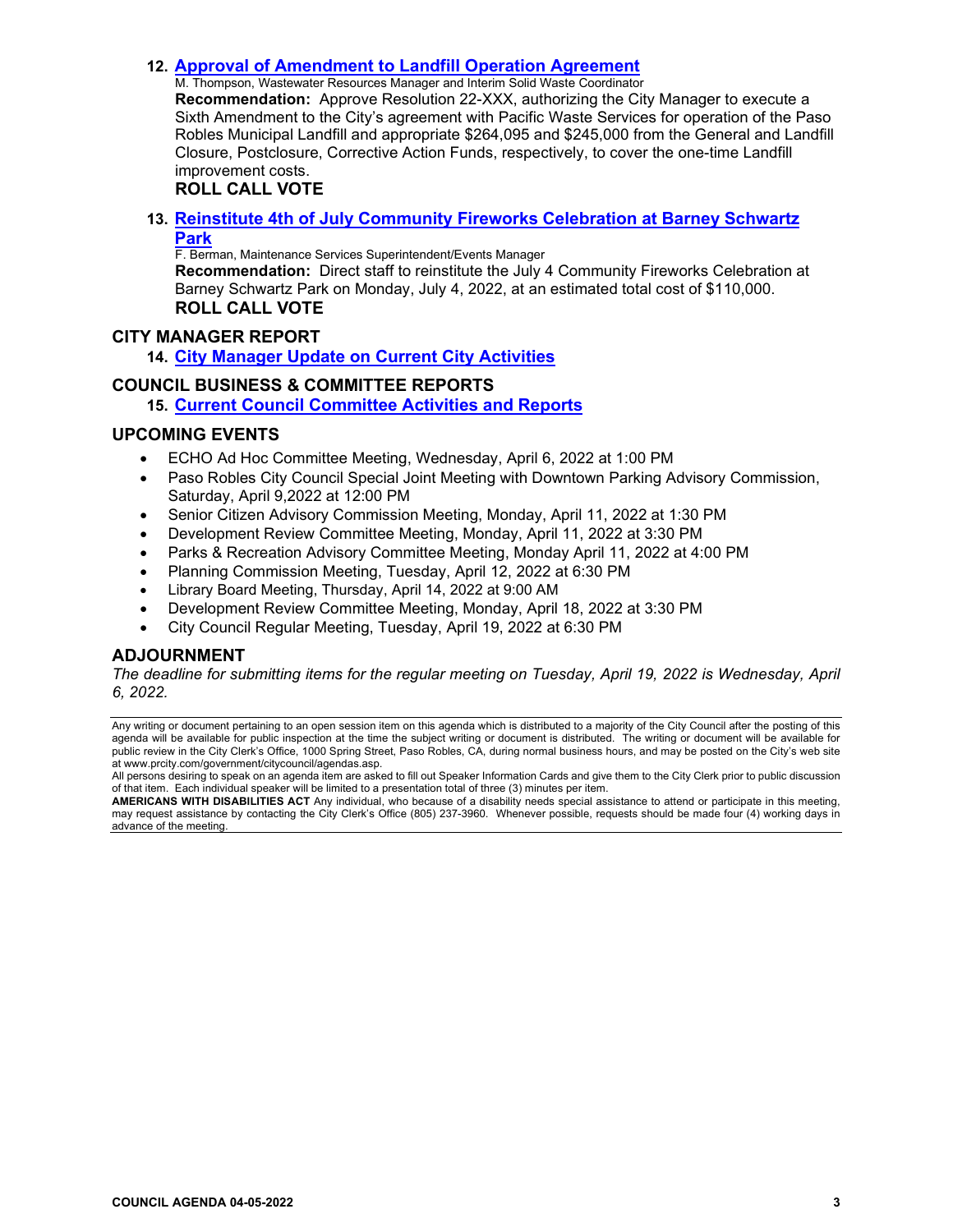12. **[Approval of Amendment to Landfill Operation Agreement]()**
    M. Thompson, Wastewater Resources Manager and Interim Solid Waste Coordinator
    **Recommendation:** Approve Resolution 22-XXX, authorizing the City Manager to execute a Sixth Amendment to the City's agreement with Pacific Waste Services for operation of the Paso Robles Municipal Landfill and appropriate $264,095 and $245,000 from the General and Landfill Closure, Postclosure, Corrective Action Funds, respectively, to cover the one-time Landfill improvement costs.
    **ROLL CALL VOTE**

13. **[Reinstitute 4th of July Community Fireworks Celebration at Barney Schwartz Park]()**
    F. Berman, Maintenance Services Superintendent/Events Manager
    **Recommendation:** Direct staff to reinstitute the July 4 Community Fireworks Celebration at Barney Schwartz Park on Monday, July 4, 2022, at an estimated total cost of $110,000.
    **ROLL CALL VOTE**

## CITY MANAGER REPORT

14. **[City Manager Update on Current City Activities]()**

## COUNCIL BUSINESS & COMMITTEE REPORTS

15. **[Current Council Committee Activities and Reports]()**

## UPCOMING EVENTS

- ECHO Ad Hoc Committee Meeting, Wednesday, April 6, 2022 at 1:00 PM
- Paso Robles City Council Special Joint Meeting with Downtown Parking Advisory Commission, Saturday, April 9,2022 at 12:00 PM
- Senior Citizen Advisory Commission Meeting, Monday, April 11, 2022 at 1:30 PM
- Development Review Committee Meeting, Monday, April 11, 2022 at 3:30 PM
- Parks & Recreation Advisory Committee Meeting, Monday April 11, 2022 at 4:00 PM
- Planning Commission Meeting, Tuesday, April 12, 2022 at 6:30 PM
- Library Board Meeting, Thursday, April 14, 2022 at 9:00 AM
- Development Review Committee Meeting, Monday, April 18, 2022 at 3:30 PM
- City Council Regular Meeting, Tuesday, April 19, 2022 at 6:30 PM

## ADJOURNMENT

*The deadline for submitting items for the regular meeting on Tuesday, April 19, 2022 is Wednesday, April 6, 2022.*

---

Any writing or document pertaining to an open session item on this agenda which is distributed to a majority of the City Council after the posting of this agenda will be available for public inspection at the time the subject writing or document is distributed. The writing or document will be available for public review in the City Clerk's Office, 1000 Spring Street, Paso Robles, CA, during normal business hours, and may be posted on the City's web site at www.prcity.com/government/citycouncil/agendas.asp.

All persons desiring to speak on an agenda item are asked to fill out Speaker Information Cards and give them to the City Clerk prior to public discussion of that item. Each individual speaker will be limited to a presentation total of three (3) minutes per item.

**AMERICANS WITH DISABILITIES ACT** Any individual, who because of a disability needs special assistance to attend or participate in this meeting, may request assistance by contacting the City Clerk's Office (805) 237-3960. Whenever possible, requests should be made four (4) working days in advance of the meeting.